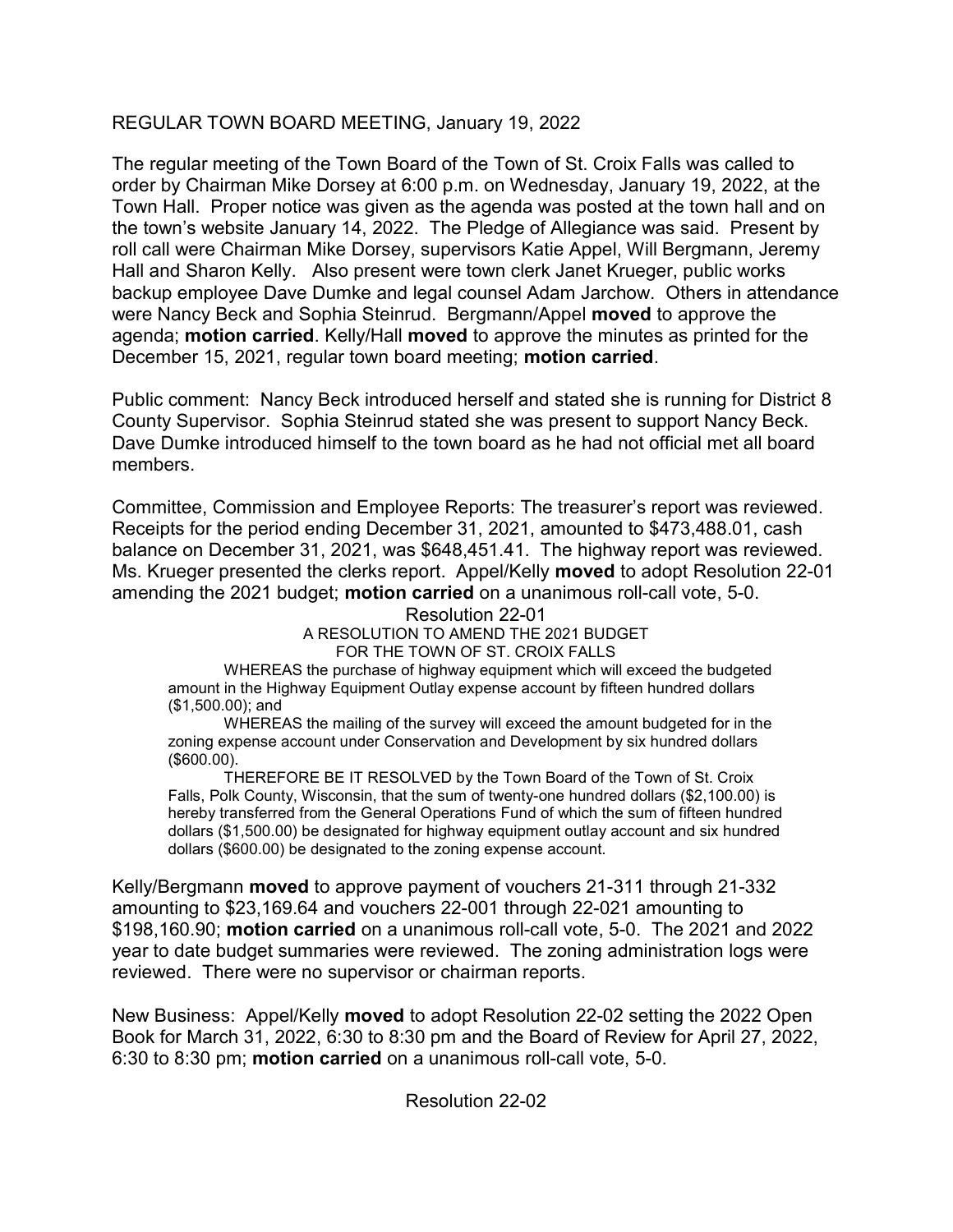REGULAR TOWN BOARD MEETING, January 19, 2022

The regular meeting of the Town Board of the Town of St. Croix Falls was called to order by Chairman Mike Dorsey at 6:00 p.m. on Wednesday, January 19, 2022, at the Town Hall. Proper notice was given as the agenda was posted at the town hall and on the town's website January 14, 2022. The Pledge of Allegiance was said. Present by roll call were Chairman Mike Dorsey, supervisors Katie Appel, Will Bergmann, Jeremy Hall and Sharon Kelly. Also present were town clerk Janet Krueger, public works backup employee Dave Dumke and legal counsel Adam Jarchow. Others in attendance were Nancy Beck and Sophia Steinrud. Bergmann/Appel **moved** to approve the agenda; **motion carried**. Kelly/Hall **moved** to approve the minutes as printed for the December 15, 2021, regular town board meeting; **motion carried**.

Public comment: Nancy Beck introduced herself and stated she is running for District 8 County Supervisor. Sophia Steinrud stated she was present to support Nancy Beck. Dave Dumke introduced himself to the town board as he had not official met all board members.

Committee, Commission and Employee Reports: The treasurer's report was reviewed. Receipts for the period ending December 31, 2021, amounted to $473,488.01, cash balance on December 31, 2021, was $648,451.41. The highway report was reviewed. Ms. Krueger presented the clerks report. Appel/Kelly **moved** to adopt Resolution 22-01 amending the 2021 budget; **motion carried** on a unanimous roll-call vote, 5-0.

Resolution 22-01

A RESOLUTION TO AMEND THE 2021 BUDGET
FOR THE TOWN OF ST. CROIX FALLS

WHEREAS the purchase of highway equipment which will exceed the budgeted amount in the Highway Equipment Outlay expense account by fifteen hundred dollars ($1,500.00); and

WHEREAS the mailing of the survey will exceed the amount budgeted for in the zoning expense account under Conservation and Development by six hundred dollars ($600.00).

THEREFORE BE IT RESOLVED by the Town Board of the Town of St. Croix Falls, Polk County, Wisconsin, that the sum of twenty-one hundred dollars ($2,100.00) is hereby transferred from the General Operations Fund of which the sum of fifteen hundred dollars ($1,500.00) be designated for highway equipment outlay account and six hundred dollars ($600.00) be designated to the zoning expense account.

Kelly/Bergmann **moved** to approve payment of vouchers 21-311 through 21-332 amounting to $23,169.64 and vouchers 22-001 through 22-021 amounting to $198,160.90; **motion carried** on a unanimous roll-call vote, 5-0. The 2021 and 2022 year to date budget summaries were reviewed. The zoning administration logs were reviewed. There were no supervisor or chairman reports.

New Business: Appel/Kelly **moved** to adopt Resolution 22-02 setting the 2022 Open Book for March 31, 2022, 6:30 to 8:30 pm and the Board of Review for April 27, 2022, 6:30 to 8:30 pm; **motion carried** on a unanimous roll-call vote, 5-0.

Resolution 22-02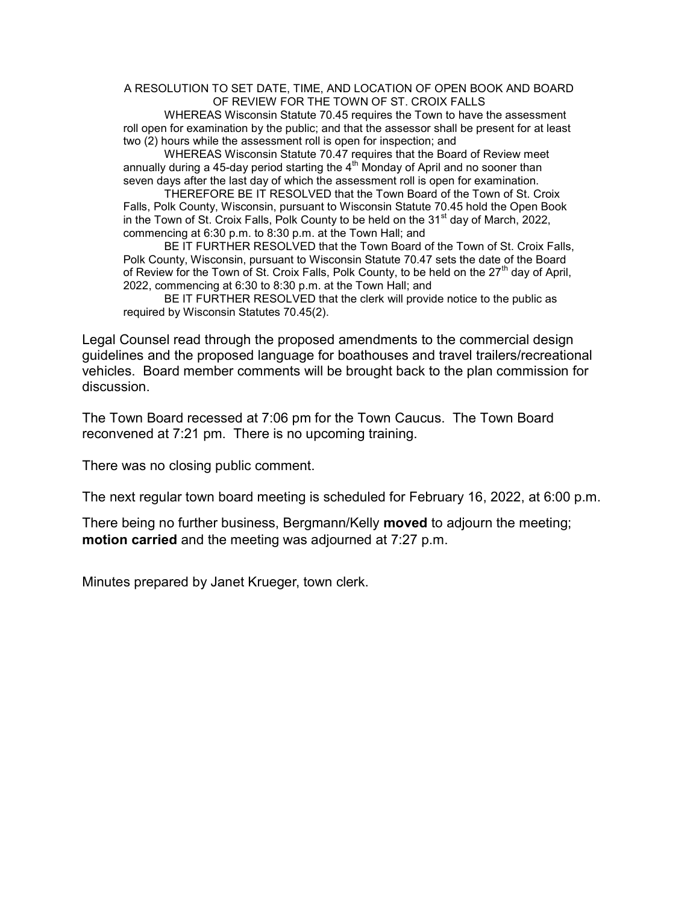A RESOLUTION TO SET DATE, TIME, AND LOCATION OF OPEN BOOK AND BOARD OF REVIEW FOR THE TOWN OF ST. CROIX FALLS

WHEREAS Wisconsin Statute 70.45 requires the Town to have the assessment roll open for examination by the public; and that the assessor shall be present for at least two (2) hours while the assessment roll is open for inspection; and

WHEREAS Wisconsin Statute 70.47 requires that the Board of Review meet annually during a 45-day period starting the 4th Monday of April and no sooner than seven days after the last day of which the assessment roll is open for examination.

THEREFORE BE IT RESOLVED that the Town Board of the Town of St. Croix Falls, Polk County, Wisconsin, pursuant to Wisconsin Statute 70.45 hold the Open Book in the Town of St. Croix Falls, Polk County to be held on the 31st day of March, 2022, commencing at 6:30 p.m. to 8:30 p.m. at the Town Hall; and

BE IT FURTHER RESOLVED that the Town Board of the Town of St. Croix Falls, Polk County, Wisconsin, pursuant to Wisconsin Statute 70.47 sets the date of the Board of Review for the Town of St. Croix Falls, Polk County, to be held on the 27th day of April, 2022, commencing at 6:30 to 8:30 p.m. at the Town Hall; and

BE IT FURTHER RESOLVED that the clerk will provide notice to the public as required by Wisconsin Statutes 70.45(2).

Legal Counsel read through the proposed amendments to the commercial design guidelines and the proposed language for boathouses and travel trailers/recreational vehicles. Board member comments will be brought back to the plan commission for discussion.

The Town Board recessed at 7:06 pm for the Town Caucus. The Town Board reconvened at 7:21 pm. There is no upcoming training.

There was no closing public comment.

The next regular town board meeting is scheduled for February 16, 2022, at 6:00 p.m.

There being no further business, Bergmann/Kelly **moved** to adjourn the meeting; **motion carried** and the meeting was adjourned at 7:27 p.m.

Minutes prepared by Janet Krueger, town clerk.